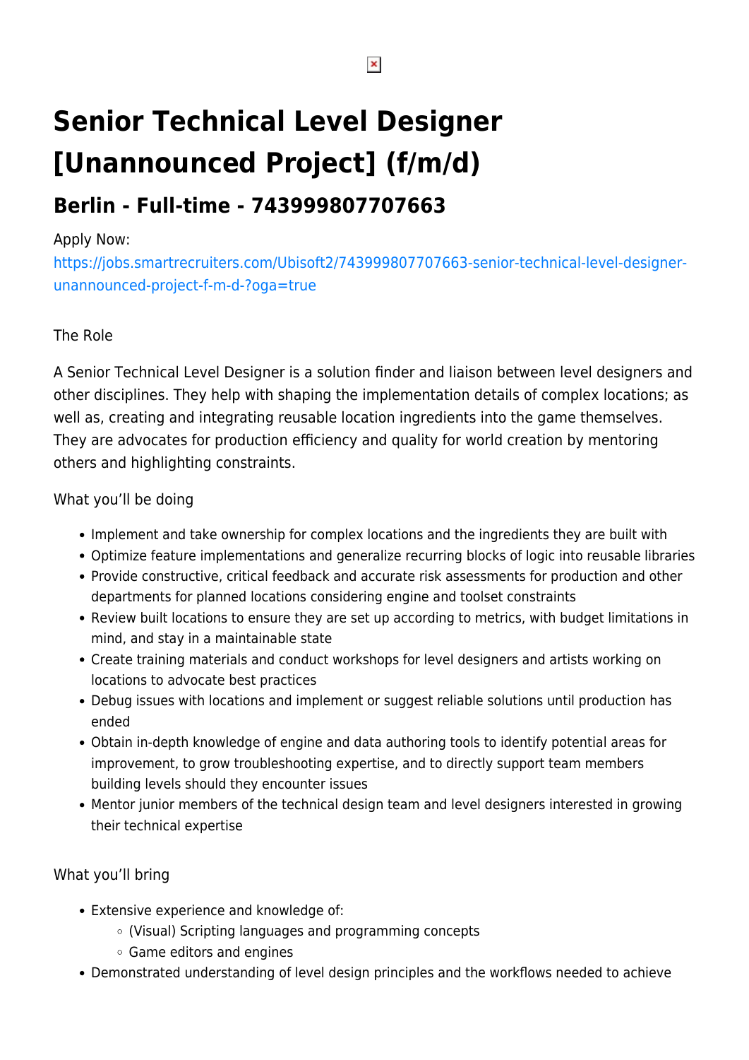# Senior Technical Level Designer [Unannounced Project] (f/m/d)

## Berlin - Full-time - 743999807707663

Apply Now:
https://jobs.smartrecruiters.com/Ubisoft2/743999807707663-senior-technical-level-designer-unannounced-project-f-m-d-?oga=true

The Role

A Senior Technical Level Designer is a solution finder and liaison between level designers and other disciplines. They help with shaping the implementation details of complex locations; as well as, creating and integrating reusable location ingredients into the game themselves. They are advocates for production efficiency and quality for world creation by mentoring others and highlighting constraints.

What you'll be doing

- Implement and take ownership for complex locations and the ingredients they are built with
- Optimize feature implementations and generalize recurring blocks of logic into reusable libraries
- Provide constructive, critical feedback and accurate risk assessments for production and other departments for planned locations considering engine and toolset constraints
- Review built locations to ensure they are set up according to metrics, with budget limitations in mind, and stay in a maintainable state
- Create training materials and conduct workshops for level designers and artists working on locations to advocate best practices
- Debug issues with locations and implement or suggest reliable solutions until production has ended
- Obtain in-depth knowledge of engine and data authoring tools to identify potential areas for improvement, to grow troubleshooting expertise, and to directly support team members building levels should they encounter issues
- Mentor junior members of the technical design team and level designers interested in growing their technical expertise

What you'll bring

- Extensive experience and knowledge of:
  - (Visual) Scripting languages and programming concepts
  - Game editors and engines
- Demonstrated understanding of level design principles and the workflows needed to achieve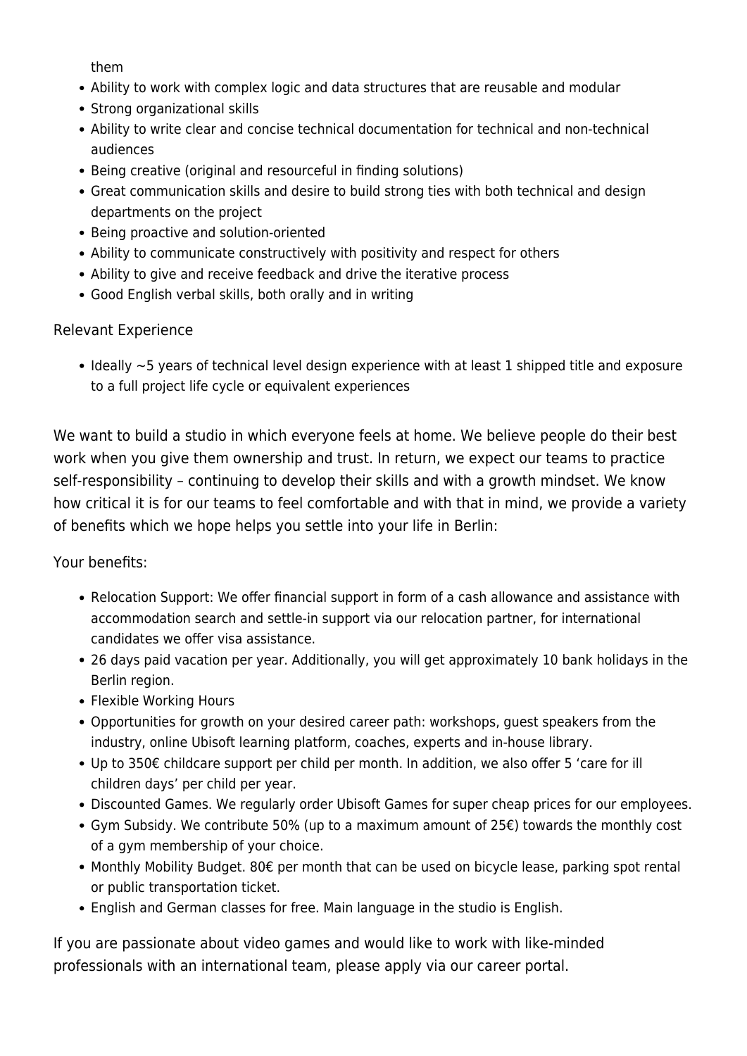them

- Ability to work with complex logic and data structures that are reusable and modular
- Strong organizational skills
- Ability to write clear and concise technical documentation for technical and non-technical audiences
- Being creative (original and resourceful in finding solutions)
- Great communication skills and desire to build strong ties with both technical and design departments on the project
- Being proactive and solution-oriented
- Ability to communicate constructively with positivity and respect for others
- Ability to give and receive feedback and drive the iterative process
- Good English verbal skills, both orally and in writing

Relevant Experience

- Ideally ~5 years of technical level design experience with at least 1 shipped title and exposure to a full project life cycle or equivalent experiences

We want to build a studio in which everyone feels at home. We believe people do their best work when you give them ownership and trust. In return, we expect our teams to practice self-responsibility – continuing to develop their skills and with a growth mindset. We know how critical it is for our teams to feel comfortable and with that in mind, we provide a variety of benefits which we hope helps you settle into your life in Berlin:

Your benefits:

- Relocation Support: We offer financial support in form of a cash allowance and assistance with accommodation search and settle-in support via our relocation partner, for international candidates we offer visa assistance.
- 26 days paid vacation per year. Additionally, you will get approximately 10 bank holidays in the Berlin region.
- Flexible Working Hours
- Opportunities for growth on your desired career path: workshops, guest speakers from the industry, online Ubisoft learning platform, coaches, experts and in-house library.
- Up to 350€ childcare support per child per month. In addition, we also offer 5 'care for ill children days' per child per year.
- Discounted Games. We regularly order Ubisoft Games for super cheap prices for our employees.
- Gym Subsidy. We contribute 50% (up to a maximum amount of 25€) towards the monthly cost of a gym membership of your choice.
- Monthly Mobility Budget. 80€ per month that can be used on bicycle lease, parking spot rental or public transportation ticket.
- English and German classes for free. Main language in the studio is English.

If you are passionate about video games and would like to work with like-minded professionals with an international team, please apply via our career portal.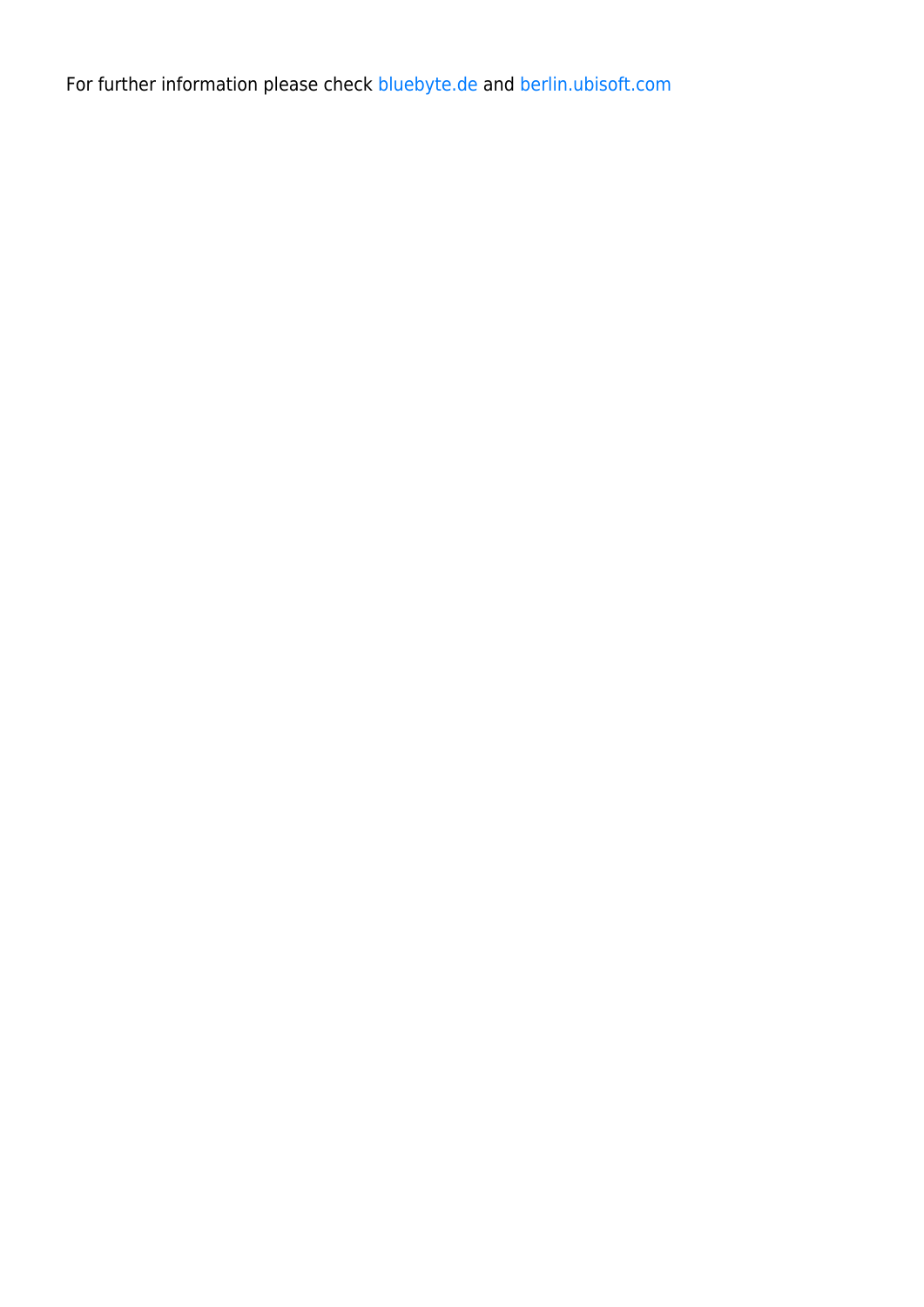For further information please check bluebyte.de and berlin.ubisoft.com